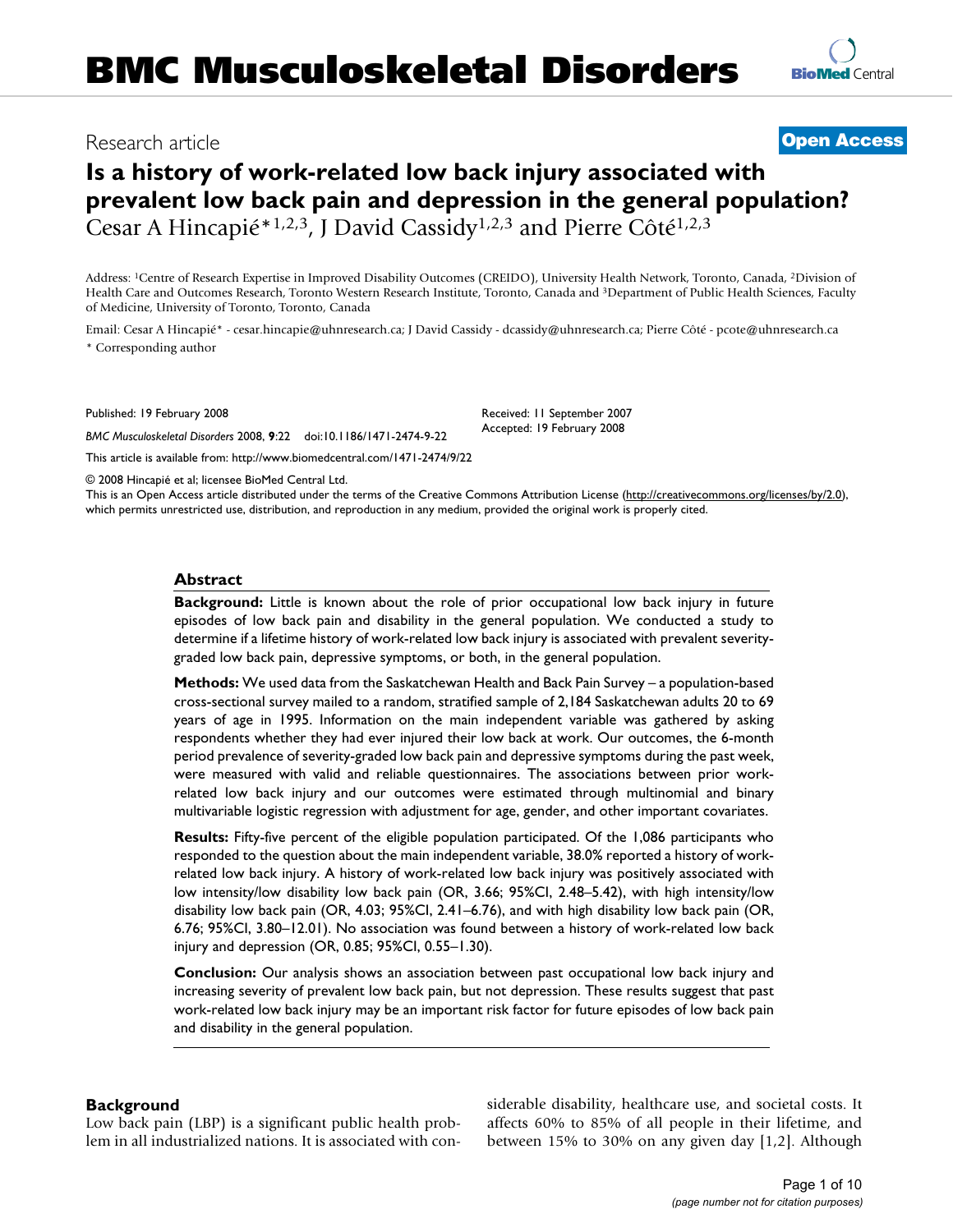# BMC Musculoskeletal Disorders

Research article

**Open Access**

## Is a history of work-related low back injury associated with prevalent low back pain and depression in the general population?

Cesar A Hincapié*[1,2,3], J David Cassidy[1,2,3] and Pierre Côté[1,2,3]

Address: [1]Centre of Research Expertise in Improved Disability Outcomes (CREIDO), University Health Network, Toronto, Canada, [2]Division of Health Care and Outcomes Research, Toronto Western Research Institute, Toronto, Canada and [3]Department of Public Health Sciences, Faculty of Medicine, University of Toronto, Toronto, Canada

Email: Cesar A Hincapié* - cesar.hincapie@uhnresearch.ca; J David Cassidy - dcassidy@uhnresearch.ca; Pierre Côté - pcote@uhnresearch.ca

\* Corresponding author

Published: 19 February 2008

*BMC Musculoskeletal Disorders* 2008, **9**:22 doi:10.1186/1471-2474-9-22

Received: 11 September 2007
Accepted: 19 February 2008

This article is available from: http://www.biomedcentral.com/1471-2474/9/22

© 2008 Hincapié et al; licensee BioMed Central Ltd.

This is an Open Access article distributed under the terms of the Creative Commons Attribution License (http://creativecommons.org/licenses/by/2.0), which permits unrestricted use, distribution, and reproduction in any medium, provided the original work is properly cited.

### Abstract

**Background:** Little is known about the role of prior occupational low back injury in future episodes of low back pain and disability in the general population. We conducted a study to determine if a lifetime history of work-related low back injury is associated with prevalent severity-graded low back pain, depressive symptoms, or both, in the general population.

**Methods:** We used data from the Saskatchewan Health and Back Pain Survey – a population-based cross-sectional survey mailed to a random, stratified sample of 2,184 Saskatchewan adults 20 to 69 years of age in 1995. Information on the main independent variable was gathered by asking respondents whether they had ever injured their low back at work. Our outcomes, the 6-month period prevalence of severity-graded low back pain and depressive symptoms during the past week, were measured with valid and reliable questionnaires. The associations between prior work-related low back injury and our outcomes were estimated through multinomial and binary multivariable logistic regression with adjustment for age, gender, and other important covariates.

**Results:** Fifty-five percent of the eligible population participated. Of the 1,086 participants who responded to the question about the main independent variable, 38.0% reported a history of work-related low back injury. A history of work-related low back injury was positively associated with low intensity/low disability low back pain (OR, 3.66; 95%CI, 2.48–5.42), with high intensity/low disability low back pain (OR, 4.03; 95%CI, 2.41–6.76), and with high disability low back pain (OR, 6.76; 95%CI, 3.80–12.01). No association was found between a history of work-related low back injury and depression (OR, 0.85; 95%CI, 0.55–1.30).

**Conclusion:** Our analysis shows an association between past occupational low back injury and increasing severity of prevalent low back pain, but not depression. These results suggest that past work-related low back injury may be an important risk factor for future episodes of low back pain and disability in the general population.

## Background

Low back pain (LBP) is a significant public health problem in all industrialized nations. It is associated with considerable disability, healthcare use, and societal costs. It affects 60% to 85% of all people in their lifetime, and between 15% to 30% on any given day [1,2]. Although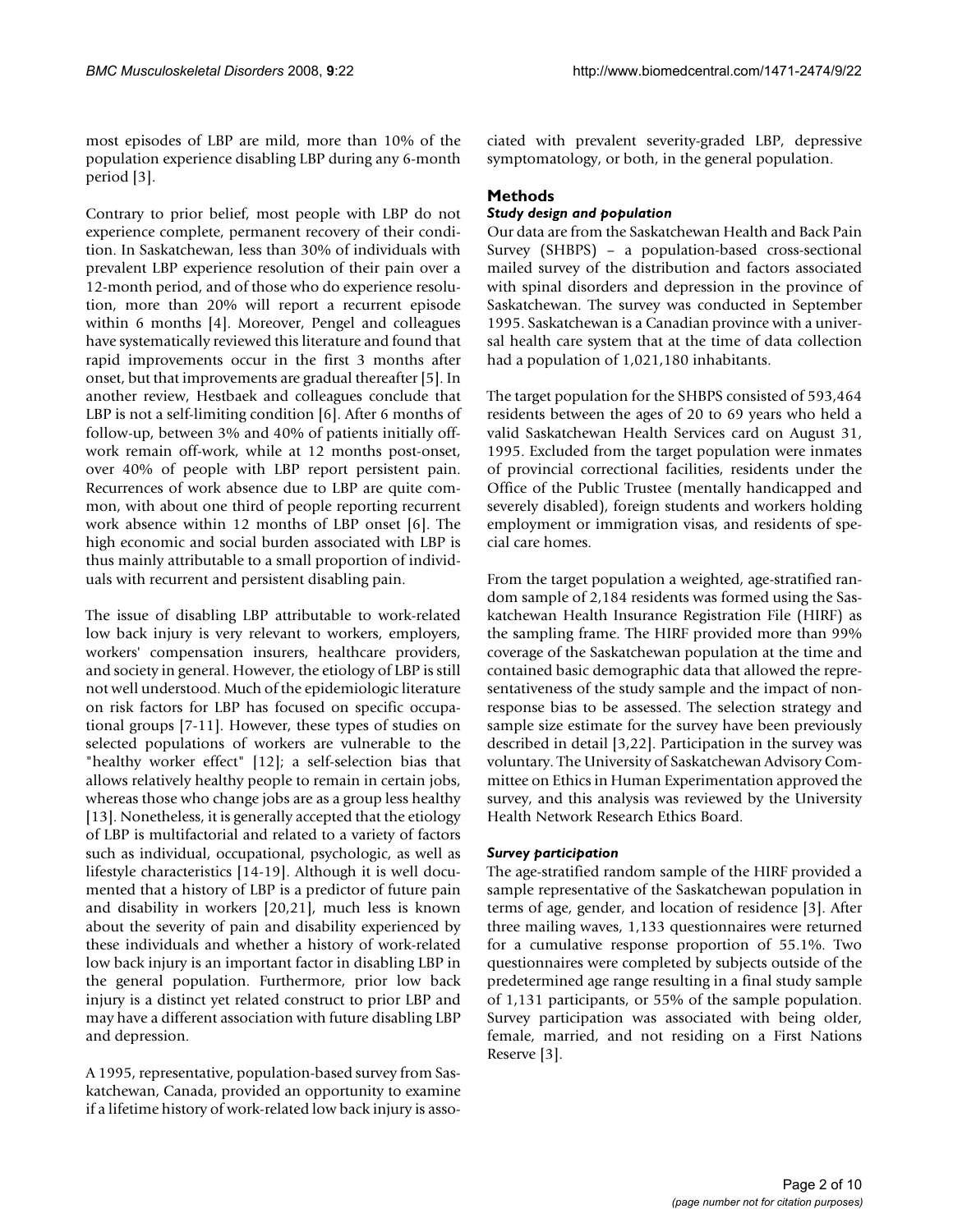most episodes of LBP are mild, more than 10% of the population experience disabling LBP during any 6-month period [3].

Contrary to prior belief, most people with LBP do not experience complete, permanent recovery of their condition. In Saskatchewan, less than 30% of individuals with prevalent LBP experience resolution of their pain over a 12-month period, and of those who do experience resolution, more than 20% will report a recurrent episode within 6 months [4]. Moreover, Pengel and colleagues have systematically reviewed this literature and found that rapid improvements occur in the first 3 months after onset, but that improvements are gradual thereafter [5]. In another review, Hestbaek and colleagues conclude that LBP is not a self-limiting condition [6]. After 6 months of follow-up, between 3% and 40% of patients initially off-work remain off-work, while at 12 months post-onset, over 40% of people with LBP report persistent pain. Recurrences of work absence due to LBP are quite common, with about one third of people reporting recurrent work absence within 12 months of LBP onset [6]. The high economic and social burden associated with LBP is thus mainly attributable to a small proportion of individuals with recurrent and persistent disabling pain.

The issue of disabling LBP attributable to work-related low back injury is very relevant to workers, employers, workers' compensation insurers, healthcare providers, and society in general. However, the etiology of LBP is still not well understood. Much of the epidemiologic literature on risk factors for LBP has focused on specific occupational groups [7-11]. However, these types of studies on selected populations of workers are vulnerable to the "healthy worker effect" [12]; a self-selection bias that allows relatively healthy people to remain in certain jobs, whereas those who change jobs are as a group less healthy [13]. Nonetheless, it is generally accepted that the etiology of LBP is multifactorial and related to a variety of factors such as individual, occupational, psychologic, as well as lifestyle characteristics [14-19]. Although it is well documented that a history of LBP is a predictor of future pain and disability in workers [20,21], much less is known about the severity of pain and disability experienced by these individuals and whether a history of work-related low back injury is an important factor in disabling LBP in the general population. Furthermore, prior low back injury is a distinct yet related construct to prior LBP and may have a different association with future disabling LBP and depression.

A 1995, representative, population-based survey from Saskatchewan, Canada, provided an opportunity to examine if a lifetime history of work-related low back injury is associated with prevalent severity-graded LBP, depressive symptomatology, or both, in the general population.

## Methods

### *Study design and population*

Our data are from the Saskatchewan Health and Back Pain Survey (SHBPS) – a population-based cross-sectional mailed survey of the distribution and factors associated with spinal disorders and depression in the province of Saskatchewan. The survey was conducted in September 1995. Saskatchewan is a Canadian province with a universal health care system that at the time of data collection had a population of 1,021,180 inhabitants.

The target population for the SHBPS consisted of 593,464 residents between the ages of 20 to 69 years who held a valid Saskatchewan Health Services card on August 31, 1995. Excluded from the target population were inmates of provincial correctional facilities, residents under the Office of the Public Trustee (mentally handicapped and severely disabled), foreign students and workers holding employment or immigration visas, and residents of special care homes.

From the target population a weighted, age-stratified random sample of 2,184 residents was formed using the Saskatchewan Health Insurance Registration File (HIRF) as the sampling frame. The HIRF provided more than 99% coverage of the Saskatchewan population at the time and contained basic demographic data that allowed the representativeness of the study sample and the impact of non-response bias to be assessed. The selection strategy and sample size estimate for the survey have been previously described in detail [3,22]. Participation in the survey was voluntary. The University of Saskatchewan Advisory Committee on Ethics in Human Experimentation approved the survey, and this analysis was reviewed by the University Health Network Research Ethics Board.

### *Survey participation*

The age-stratified random sample of the HIRF provided a sample representative of the Saskatchewan population in terms of age, gender, and location of residence [3]. After three mailing waves, 1,133 questionnaires were returned for a cumulative response proportion of 55.1%. Two questionnaires were completed by subjects outside of the predetermined age range resulting in a final study sample of 1,131 participants, or 55% of the sample population. Survey participation was associated with being older, female, married, and not residing on a First Nations Reserve [3].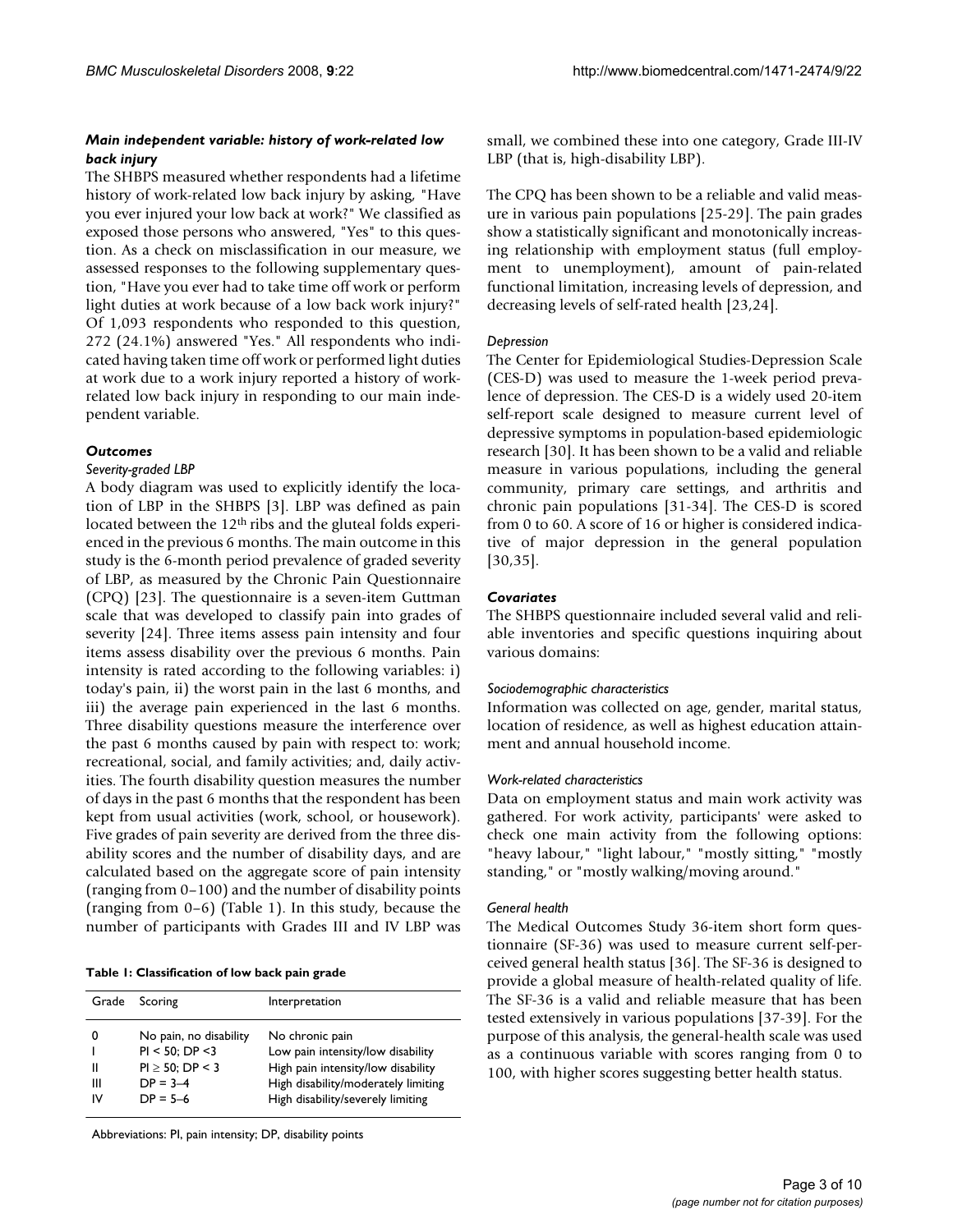### *Main independent variable: history of work-related low back injury*

The SHBPS measured whether respondents had a lifetime history of work-related low back injury by asking, "Have you ever injured your low back at work?" We classified as exposed those persons who answered, "Yes" to this question. As a check on misclassification in our measure, we assessed responses to the following supplementary question, "Have you ever had to take time off work or perform light duties at work because of a low back work injury?" Of 1,093 respondents who responded to this question, 272 (24.1%) answered "Yes." All respondents who indicated having taken time off work or performed light duties at work due to a work injury reported a history of work-related low back injury in responding to our main independent variable.

### *Outcomes*

#### *Severity-graded LBP*

A body diagram was used to explicitly identify the location of LBP in the SHBPS [3]. LBP was defined as pain located between the 12th ribs and the gluteal folds experienced in the previous 6 months. The main outcome in this study is the 6-month period prevalence of graded severity of LBP, as measured by the Chronic Pain Questionnaire (CPQ) [23]. The questionnaire is a seven-item Guttman scale that was developed to classify pain into grades of severity [24]. Three items assess pain intensity and four items assess disability over the previous 6 months. Pain intensity is rated according to the following variables: i) today's pain, ii) the worst pain in the last 6 months, and iii) the average pain experienced in the last 6 months. Three disability questions measure the interference over the past 6 months caused by pain with respect to: work; recreational, social, and family activities; and, daily activities. The fourth disability question measures the number of days in the past 6 months that the respondent has been kept from usual activities (work, school, or housework). Five grades of pain severity are derived from the three disability scores and the number of disability days, and are calculated based on the aggregate score of pain intensity (ranging from 0–100) and the number of disability points (ranging from 0–6) (Table 1). In this study, because the number of participants with Grades III and IV LBP was small, we combined these into one category, Grade III-IV LBP (that is, high-disability LBP).

**Table 1: Classification of low back pain grade**

| Grade | Scoring | Interpretation |
|---|---|---|
| 0 | No pain, no disability | No chronic pain |
| I | PI < 50; DP <3 | Low pain intensity/low disability |
| II | PI ≥ 50; DP < 3 | High pain intensity/low disability |
| III | DP = 3–4 | High disability/moderately limiting |
| IV | DP = 5–6 | High disability/severely limiting |

Abbreviations: PI, pain intensity; DP, disability points

The CPQ has been shown to be a reliable and valid measure in various pain populations [25-29]. The pain grades show a statistically significant and monotonically increasing relationship with employment status (full employment to unemployment), amount of pain-related functional limitation, increasing levels of depression, and decreasing levels of self-rated health [23,24].

#### *Depression*

The Center for Epidemiological Studies-Depression Scale (CES-D) was used to measure the 1-week period prevalence of depression. The CES-D is a widely used 20-item self-report scale designed to measure current level of depressive symptoms in population-based epidemiologic research [30]. It has been shown to be a valid and reliable measure in various populations, including the general community, primary care settings, and arthritis and chronic pain populations [31-34]. The CES-D is scored from 0 to 60. A score of 16 or higher is considered indicative of major depression in the general population [30,35].

### *Covariates*

The SHBPS questionnaire included several valid and reliable inventories and specific questions inquiring about various domains:

#### *Sociodemographic characteristics*

Information was collected on age, gender, marital status, location of residence, as well as highest education attainment and annual household income.

#### *Work-related characteristics*

Data on employment status and main work activity was gathered. For work activity, participants' were asked to check one main activity from the following options: "heavy labour," "light labour," "mostly sitting," "mostly standing," or "mostly walking/moving around."

#### *General health*

The Medical Outcomes Study 36-item short form questionnaire (SF-36) was used to measure current self-perceived general health status [36]. The SF-36 is designed to provide a global measure of health-related quality of life. The SF-36 is a valid and reliable measure that has been tested extensively in various populations [37-39]. For the purpose of this analysis, the general-health scale was used as a continuous variable with scores ranging from 0 to 100, with higher scores suggesting better health status.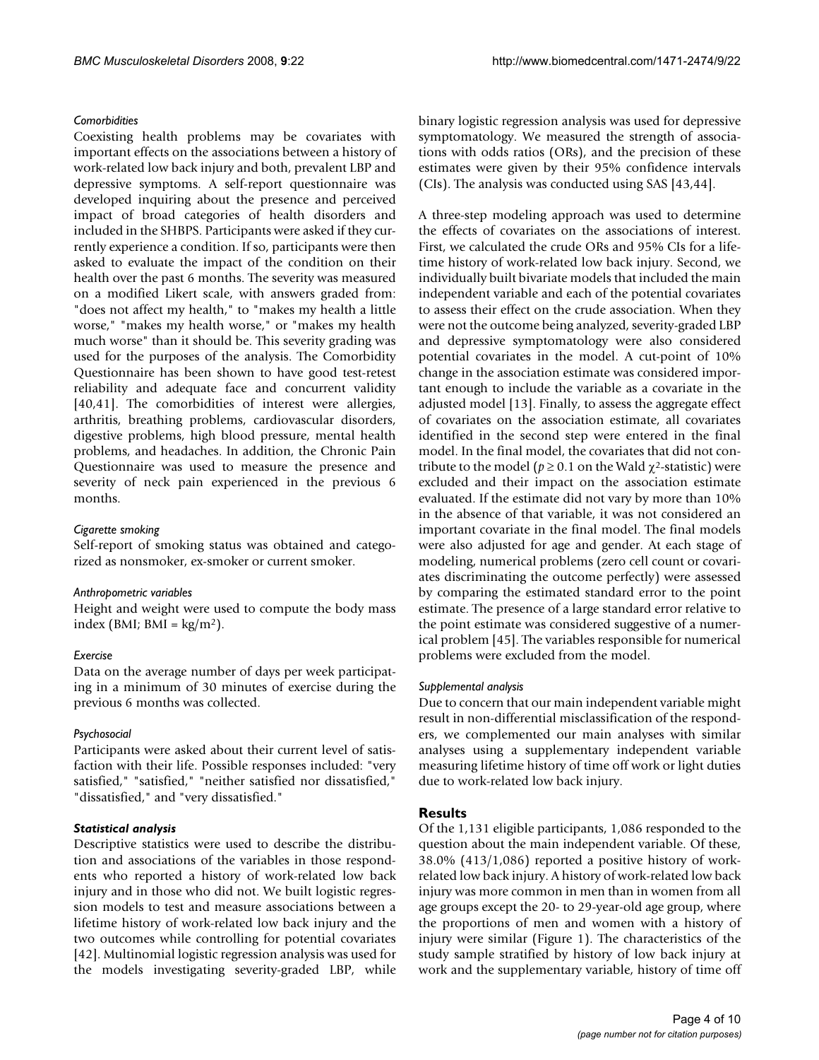*Comorbidities*

Coexisting health problems may be covariates with important effects on the associations between a history of work-related low back injury and both, prevalent LBP and depressive symptoms. A self-report questionnaire was developed inquiring about the presence and perceived impact of broad categories of health disorders and included in the SHBPS. Participants were asked if they currently experience a condition. If so, participants were then asked to evaluate the impact of the condition on their health over the past 6 months. The severity was measured on a modified Likert scale, with answers graded from: "does not affect my health," to "makes my health a little worse," "makes my health worse," or "makes my health much worse" than it should be. This severity grading was used for the purposes of the analysis. The Comorbidity Questionnaire has been shown to have good test-retest reliability and adequate face and concurrent validity [40,41]. The comorbidities of interest were allergies, arthritis, breathing problems, cardiovascular disorders, digestive problems, high blood pressure, mental health problems, and headaches. In addition, the Chronic Pain Questionnaire was used to measure the presence and severity of neck pain experienced in the previous 6 months.

*Cigarette smoking*

Self-report of smoking status was obtained and categorized as nonsmoker, ex-smoker or current smoker.

*Anthropometric variables*

Height and weight were used to compute the body mass index (BMI; BMI = kg/m$^2$).

*Exercise*

Data on the average number of days per week participating in a minimum of 30 minutes of exercise during the previous 6 months was collected.

*Psychosocial*

Participants were asked about their current level of satisfaction with their life. Possible responses included: "very satisfied," "satisfied," "neither satisfied nor dissatisfied," "dissatisfied," and "very dissatisfied."

***Statistical analysis***

Descriptive statistics were used to describe the distribution and associations of the variables in those respondents who reported a history of work-related low back injury and in those who did not. We built logistic regression models to test and measure associations between a lifetime history of work-related low back injury and the two outcomes while controlling for potential covariates [42]. Multinomial logistic regression analysis was used for the models investigating severity-graded LBP, while binary logistic regression analysis was used for depressive symptomatology. We measured the strength of associations with odds ratios (ORs), and the precision of these estimates were given by their 95% confidence intervals (CIs). The analysis was conducted using SAS [43,44].

A three-step modeling approach was used to determine the effects of covariates on the associations of interest. First, we calculated the crude ORs and 95% CIs for a lifetime history of work-related low back injury. Second, we individually built bivariate models that included the main independent variable and each of the potential covariates to assess their effect on the crude association. When they were not the outcome being analyzed, severity-graded LBP and depressive symptomatology were also considered potential covariates in the model. A cut-point of 10% change in the association estimate was considered important enough to include the variable as a covariate in the adjusted model [13]. Finally, to assess the aggregate effect of covariates on the association estimate, all covariates identified in the second step were entered in the final model. In the final model, the covariates that did not contribute to the model ($p \geq 0.1$ on the Wald $\chi^2$-statistic) were excluded and their impact on the association estimate evaluated. If the estimate did not vary by more than 10% in the absence of that variable, it was not considered an important covariate in the final model. The final models were also adjusted for age and gender. At each stage of modeling, numerical problems (zero cell count or covariates discriminating the outcome perfectly) were assessed by comparing the estimated standard error to the point estimate. The presence of a large standard error relative to the point estimate was considered suggestive of a numerical problem [45]. The variables responsible for numerical problems were excluded from the model.

*Supplemental analysis*

Due to concern that our main independent variable might result in non-differential misclassification of the responders, we complemented our main analyses with similar analyses using a supplementary independent variable measuring lifetime history of time off work or light duties due to work-related low back injury.

## Results

Of the 1,131 eligible participants, 1,086 responded to the question about the main independent variable. Of these, 38.0% (413/1,086) reported a positive history of work-related low back injury. A history of work-related low back injury was more common in men than in women from all age groups except the 20- to 29-year-old age group, where the proportions of men and women with a history of injury were similar (Figure 1). The characteristics of the study sample stratified by history of low back injury at work and the supplementary variable, history of time off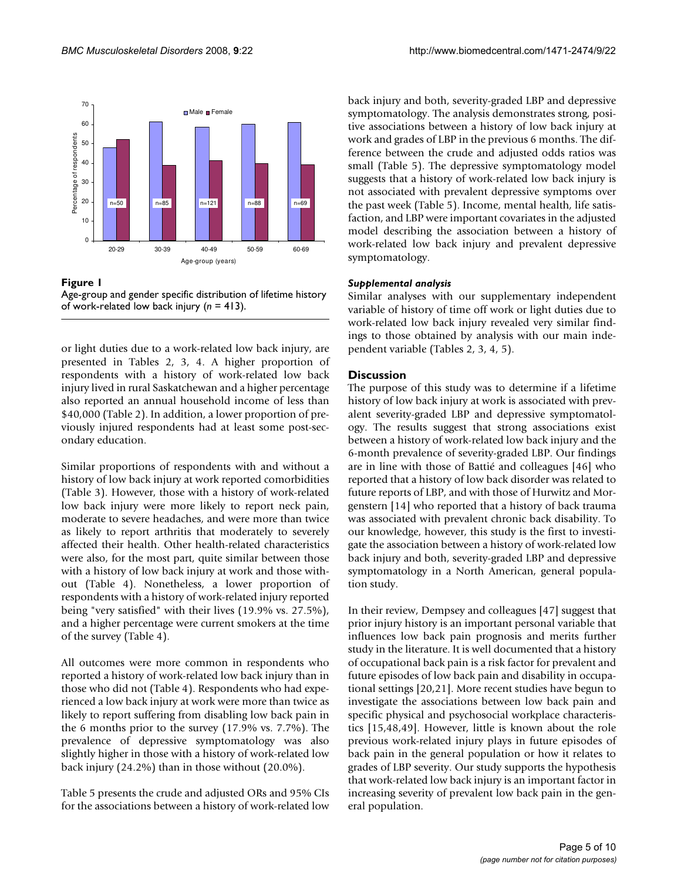**Figure 1**
Age-group and gender specific distribution of lifetime history of work-related low back injury (*n* = 413).

or light duties due to a work-related low back injury, are presented in Tables 2, 3, 4. A higher proportion of respondents with a history of work-related low back injury lived in rural Saskatchewan and a higher percentage also reported an annual household income of less than $40,000 (Table 2). In addition, a lower proportion of previously injured respondents had at least some post-secondary education.

Similar proportions of respondents with and without a history of low back injury at work reported comorbidities (Table 3). However, those with a history of work-related low back injury were more likely to report neck pain, moderate to severe headaches, and were more than twice as likely to report arthritis that moderately to severely affected their health. Other health-related characteristics were also, for the most part, quite similar between those with a history of low back injury at work and those without (Table 4). Nonetheless, a lower proportion of respondents with a history of work-related injury reported being "very satisfied" with their lives (19.9% vs. 27.5%), and a higher percentage were current smokers at the time of the survey (Table 4).

All outcomes were more common in respondents who reported a history of work-related low back injury than in those who did not (Table 4). Respondents who had experienced a low back injury at work were more than twice as likely to report suffering from disabling low back pain in the 6 months prior to the survey (17.9% vs. 7.7%). The prevalence of depressive symptomatology was also slightly higher in those with a history of work-related low back injury (24.2%) than in those without (20.0%).

Table 5 presents the crude and adjusted ORs and 95% CIs for the associations between a history of work-related low back injury and both, severity-graded LBP and depressive symptomatology. The analysis demonstrates strong, positive associations between a history of low back injury at work and grades of LBP in the previous 6 months. The difference between the crude and adjusted odds ratios was small (Table 5). The depressive symptomatology model suggests that a history of work-related low back injury is not associated with prevalent depressive symptoms over the past week (Table 5). Income, mental health, life satisfaction, and LBP were important covariates in the adjusted model describing the association between a history of work-related low back injury and prevalent depressive symptomatology.

#### *Supplemental analysis*

Similar analyses with our supplementary independent variable of history of time off work or light duties due to work-related low back injury revealed very similar findings to those obtained by analysis with our main independent variable (Tables 2, 3, 4, 5).

## Discussion

The purpose of this study was to determine if a lifetime history of low back injury at work is associated with prevalent severity-graded LBP and depressive symptomatology. The results suggest that strong associations exist between a history of work-related low back injury and the 6-month prevalence of severity-graded LBP. Our findings are in line with those of Battié and colleagues [46] who reported that a history of low back disorder was related to future reports of LBP, and with those of Hurwitz and Morgenstern [14] who reported that a history of back trauma was associated with prevalent chronic back disability. To our knowledge, however, this study is the first to investigate the association between a history of work-related low back injury and both, severity-graded LBP and depressive symptomatology in a North American, general population study.

In their review, Dempsey and colleagues [47] suggest that prior injury history is an important personal variable that influences low back pain prognosis and merits further study in the literature. It is well documented that a history of occupational back pain is a risk factor for prevalent and future episodes of low back pain and disability in occupational settings [20,21]. More recent studies have begun to investigate the associations between low back pain and specific physical and psychosocial workplace characteristics [15,48,49]. However, little is known about the role previous work-related injury plays in future episodes of back pain in the general population or how it relates to grades of LBP severity. Our study supports the hypothesis that work-related low back injury is an important factor in increasing severity of prevalent low back pain in the general population.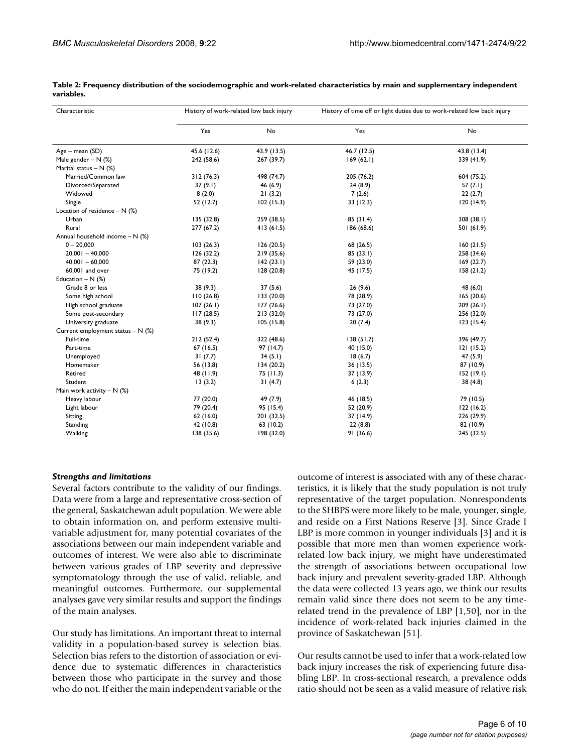**Table 2: Frequency distribution of the sociodemographic and work-related characteristics by main and supplementary independent variables.**

| Characteristic | History of work-related low back injury | | History of time off or light duties due to work-related low back injury | |
|---|---|---|---|---|
| | Yes | No | Yes | No |
| Age – mean (SD) | 45.6 (12.6) | 43.9 (13.5) | 46.7 (12.5) | 43.8 (13.4) |
| Male gender – N (%) | 242 (58.6) | 267 (39.7) | 169 (62.1) | 339 (41.9) |
| Marital status – N (%) | | | | |
| Married/Common law | 312 (76.3) | 498 (74.7) | 205 (76.2) | 604 (75.2) |
| Divorced/Separated | 37 (9.1) | 46 (6.9) | 24 (8.9) | 57 (7.1) |
| Widowed | 8 (2.0) | 21 (3.2) | 7 (2.6) | 22 (2.7) |
| Single | 52 (12.7) | 102 (15.3) | 33 (12.3) | 120 (14.9) |
| Location of residence – N (%) | | | | |
| Urban | 135 (32.8) | 259 (38.5) | 85 (31.4) | 308 (38.1) |
| Rural | 277 (67.2) | 413 (61.5) | 186 (68.6) | 501 (61.9) |
| Annual household income – N (%) | | | | |
| 0 – 20,000 | 103 (26.3) | 126 (20.5) | 68 (26.5) | 160 (21.5) |
| 20,001 – 40,000 | 126 (32.2) | 219 (35.6) | 85 (33.1) | 258 (34.6) |
| 40,001 – 60,000 | 87 (22.3) | 142 (23.1) | 59 (23.0) | 169 (22.7) |
| 60,001 and over | 75 (19.2) | 128 (20.8) | 45 (17.5) | 158 (21.2) |
| Education – N (%) | | | | |
| Grade 8 or less | 38 (9.3) | 37 (5.6) | 26 (9.6) | 48 (6.0) |
| Some high school | 110 (26.8) | 133 (20.0) | 78 (28.9) | 165 (20.6) |
| High school graduate | 107 (26.1) | 177 (26.6) | 73 (27.0) | 209 (26.1) |
| Some post-secondary | 117 (28.5) | 213 (32.0) | 73 (27.0) | 256 (32.0) |
| University graduate | 38 (9.3) | 105 (15.8) | 20 (7.4) | 123 (15.4) |
| Current employment status – N (%) | | | | |
| Full-time | 212 (52.4) | 322 (48.6) | 138 (51.7) | 396 (49.7) |
| Part-time | 67 (16.5) | 97 (14.7) | 40 (15.0) | 121 (15.2) |
| Unemployed | 31 (7.7) | 34 (5.1) | 18 (6.7) | 47 (5.9) |
| Homemaker | 56 (13.8) | 134 (20.2) | 36 (13.5) | 87 (10.9) |
| Retired | 48 (11.9) | 75 (11.3) | 37 (13.9) | 152 (19.1) |
| Student | 13 (3.2) | 31 (4.7) | 6 (2.3) | 38 (4.8) |
| Main work activity – N (%) | | | | |
| Heavy labour | 77 (20.0) | 49 (7.9) | 46 (18.5) | 79 (10.5) |
| Light labour | 79 (20.4) | 95 (15.4) | 52 (20.9) | 122 (16.2) |
| Sitting | 62 (16.0) | 201 (32.5) | 37 (14.9) | 226 (29.9) |
| Standing | 42 (10.8) | 63 (10.2) | 22 (8.8) | 82 (10.9) |
| Walking | 138 (35.6) | 198 (32.0) | 91 (36.6) | 245 (32.5) |

### *Strengths and limitations*

Several factors contribute to the validity of our findings. Data were from a large and representative cross-section of the general, Saskatchewan adult population. We were able to obtain information on, and perform extensive multivariable adjustment for, many potential covariates of the associations between our main independent variable and outcomes of interest. We were also able to discriminate between various grades of LBP severity and depressive symptomatology through the use of valid, reliable, and meaningful outcomes. Furthermore, our supplemental analyses gave very similar results and support the findings of the main analyses.

Our study has limitations. An important threat to internal validity in a population-based survey is selection bias. Selection bias refers to the distortion of association or evidence due to systematic differences in characteristics between those who participate in the survey and those who do not. If either the main independent variable or the outcome of interest is associated with any of these characteristics, it is likely that the study population is not truly representative of the target population. Nonrespondents to the SHBPS were more likely to be male, younger, single, and reside on a First Nations Reserve [3]. Since Grade I LBP is more common in younger individuals [3] and it is possible that more men than women experience work-related low back injury, we might have underestimated the strength of associations between occupational low back injury and prevalent severity-graded LBP. Although the data were collected 13 years ago, we think our results remain valid since there does not seem to be any time-related trend in the prevalence of LBP [1,50], nor in the incidence of work-related back injuries claimed in the province of Saskatchewan [51].

Our results cannot be used to infer that a work-related low back injury increases the risk of experiencing future disabling LBP. In cross-sectional research, a prevalence odds ratio should not be seen as a valid measure of relative risk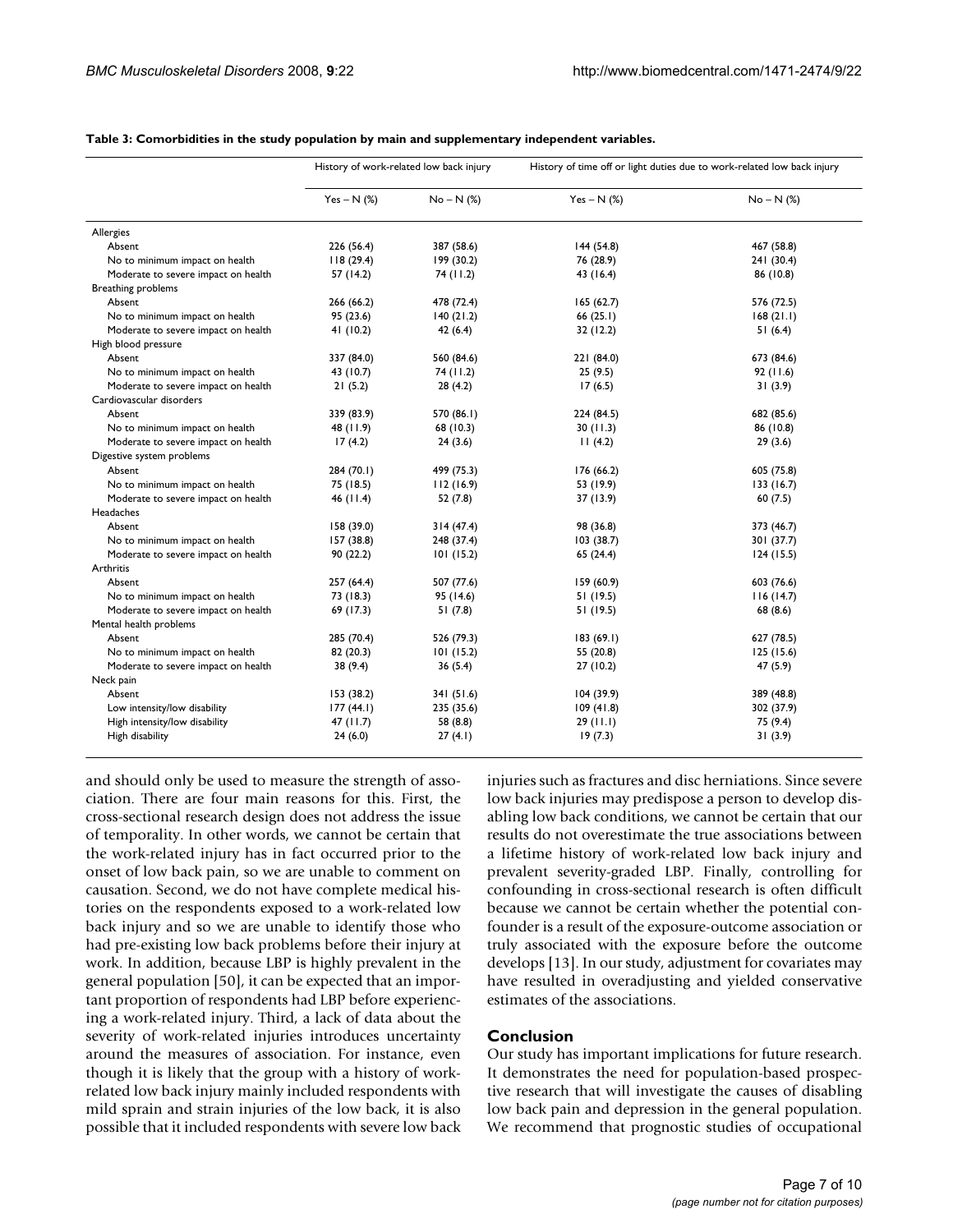**Table 3: Comorbidities in the study population by main and supplementary independent variables.**

| | History of work-related low back injury | | History of time off or light duties due to work-related low back injury | |
|---|---|---|---|---|
| | Yes – N (%) | No – N (%) | Yes – N (%) | No – N (%) |
| Allergies | | | | |
| Absent | 226 (56.4) | 387 (58.6) | 144 (54.8) | 467 (58.8) |
| No to minimum impact on health | 118 (29.4) | 199 (30.2) | 76 (28.9) | 241 (30.4) |
| Moderate to severe impact on health | 57 (14.2) | 74 (11.2) | 43 (16.4) | 86 (10.8) |
| Breathing problems | | | | |
| Absent | 266 (66.2) | 478 (72.4) | 165 (62.7) | 576 (72.5) |
| No to minimum impact on health | 95 (23.6) | 140 (21.2) | 66 (25.1) | 168 (21.1) |
| Moderate to severe impact on health | 41 (10.2) | 42 (6.4) | 32 (12.2) | 51 (6.4) |
| High blood pressure | | | | |
| Absent | 337 (84.0) | 560 (84.6) | 221 (84.0) | 673 (84.6) |
| No to minimum impact on health | 43 (10.7) | 74 (11.2) | 25 (9.5) | 92 (11.6) |
| Moderate to severe impact on health | 21 (5.2) | 28 (4.2) | 17 (6.5) | 31 (3.9) |
| Cardiovascular disorders | | | | |
| Absent | 339 (83.9) | 570 (86.1) | 224 (84.5) | 682 (85.6) |
| No to minimum impact on health | 48 (11.9) | 68 (10.3) | 30 (11.3) | 86 (10.8) |
| Moderate to severe impact on health | 17 (4.2) | 24 (3.6) | 11 (4.2) | 29 (3.6) |
| Digestive system problems | | | | |
| Absent | 284 (70.1) | 499 (75.3) | 176 (66.2) | 605 (75.8) |
| No to minimum impact on health | 75 (18.5) | 112 (16.9) | 53 (19.9) | 133 (16.7) |
| Moderate to severe impact on health | 46 (11.4) | 52 (7.8) | 37 (13.9) | 60 (7.5) |
| Headaches | | | | |
| Absent | 158 (39.0) | 314 (47.4) | 98 (36.8) | 373 (46.7) |
| No to minimum impact on health | 157 (38.8) | 248 (37.4) | 103 (38.7) | 301 (37.7) |
| Moderate to severe impact on health | 90 (22.2) | 101 (15.2) | 65 (24.4) | 124 (15.5) |
| Arthritis | | | | |
| Absent | 257 (64.4) | 507 (77.6) | 159 (60.9) | 603 (76.6) |
| No to minimum impact on health | 73 (18.3) | 95 (14.6) | 51 (19.5) | 116 (14.7) |
| Moderate to severe impact on health | 69 (17.3) | 51 (7.8) | 51 (19.5) | 68 (8.6) |
| Mental health problems | | | | |
| Absent | 285 (70.4) | 526 (79.3) | 183 (69.1) | 627 (78.5) |
| No to minimum impact on health | 82 (20.3) | 101 (15.2) | 55 (20.8) | 125 (15.6) |
| Moderate to severe impact on health | 38 (9.4) | 36 (5.4) | 27 (10.2) | 47 (5.9) |
| Neck pain | | | | |
| Absent | 153 (38.2) | 341 (51.6) | 104 (39.9) | 389 (48.8) |
| Low intensity/low disability | 177 (44.1) | 235 (35.6) | 109 (41.8) | 302 (37.9) |
| High intensity/low disability | 47 (11.7) | 58 (8.8) | 29 (11.1) | 75 (9.4) |
| High disability | 24 (6.0) | 27 (4.1) | 19 (7.3) | 31 (3.9) |

and should only be used to measure the strength of association. There are four main reasons for this. First, the cross-sectional research design does not address the issue of temporality. In other words, we cannot be certain that the work-related injury has in fact occurred prior to the onset of low back pain, so we are unable to comment on causation. Second, we do not have complete medical histories on the respondents exposed to a work-related low back injury and so we are unable to identify those who had pre-existing low back problems before their injury at work. In addition, because LBP is highly prevalent in the general population [50], it can be expected that an important proportion of respondents had LBP before experiencing a work-related injury. Third, a lack of data about the severity of work-related injuries introduces uncertainty around the measures of association. For instance, even though it is likely that the group with a history of work-related low back injury mainly included respondents with mild sprain and strain injuries of the low back, it is also possible that it included respondents with severe low back injuries such as fractures and disc herniations. Since severe low back injuries may predispose a person to develop disabling low back conditions, we cannot be certain that our results do not overestimate the true associations between a lifetime history of work-related low back injury and prevalent severity-graded LBP. Finally, controlling for confounding in cross-sectional research is often difficult because we cannot be certain whether the potential confounder is a result of the exposure-outcome association or truly associated with the exposure before the outcome develops [13]. In our study, adjustment for covariates may have resulted in overadjusting and yielded conservative estimates of the associations.

## Conclusion

Our study has important implications for future research. It demonstrates the need for population-based prospective research that will investigate the causes of disabling low back pain and depression in the general population. We recommend that prognostic studies of occupational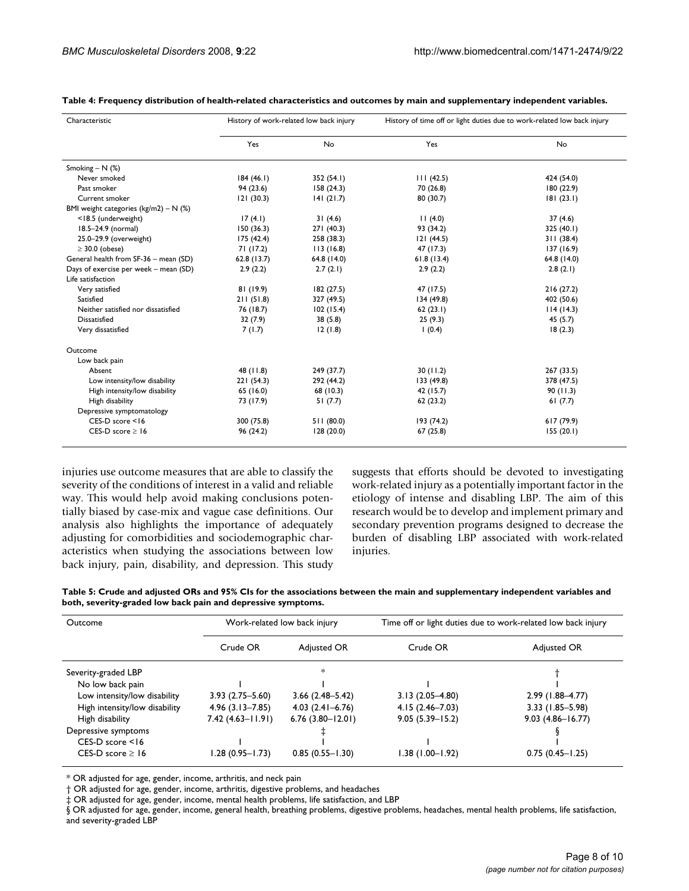**Table 4: Frequency distribution of health-related characteristics and outcomes by main and supplementary independent variables.**

| Characteristic | History of work-related low back injury | | History of time off or light duties due to work-related low back injury | |
|---|---|---|---|---|
| | Yes | No | Yes | No |
| Smoking – N (%) | | | | |
| Never smoked | 184 (46.1) | 352 (54.1) | 111 (42.5) | 424 (54.0) |
| Past smoker | 94 (23.6) | 158 (24.3) | 70 (26.8) | 180 (22.9) |
| Current smoker | 121 (30.3) | 141 (21.7) | 80 (30.7) | 181 (23.1) |
| BMI weight categories (kg/m2) – N (%) | | | | |
| <18.5 (underweight) | 17 (4.1) | 31 (4.6) | 11 (4.0) | 37 (4.6) |
| 18.5–24.9 (normal) | 150 (36.3) | 271 (40.3) | 93 (34.2) | 325 (40.1) |
| 25.0–29.9 (overweight) | 175 (42.4) | 258 (38.3) | 121 (44.5) | 311 (38.4) |
| ≥ 30.0 (obese) | 71 (17.2) | 113 (16.8) | 47 (17.3) | 137 (16.9) |
| General health from SF-36 – mean (SD) | 62.8 (13.7) | 64.8 (14.0) | 61.8 (13.4) | 64.8 (14.0) |
| Days of exercise per week – mean (SD) | 2.9 (2.2) | 2.7 (2.1) | 2.9 (2.2) | 2.8 (2.1) |
| Life satisfaction | | | | |
| Very satisfied | 81 (19.9) | 182 (27.5) | 47 (17.5) | 216 (27.2) |
| Satisfied | 211 (51.8) | 327 (49.5) | 134 (49.8) | 402 (50.6) |
| Neither satisfied nor dissatisfied | 76 (18.7) | 102 (15.4) | 62 (23.1) | 114 (14.3) |
| Dissatisfied | 32 (7.9) | 38 (5.8) | 25 (9.3) | 45 (5.7) |
| Very dissatisfied | 7 (1.7) | 12 (1.8) | 1 (0.4) | 18 (2.3) |
| Outcome | | | | |
| Low back pain | | | | |
| Absent | 48 (11.8) | 249 (37.7) | 30 (11.2) | 267 (33.5) |
| Low intensity/low disability | 221 (54.3) | 292 (44.2) | 133 (49.8) | 378 (47.5) |
| High intensity/low disability | 65 (16.0) | 68 (10.3) | 42 (15.7) | 90 (11.3) |
| High disability | 73 (17.9) | 51 (7.7) | 62 (23.2) | 61 (7.7) |
| Depressive symptomatology | | | | |
| CES-D score <16 | 300 (75.8) | 511 (80.0) | 193 (74.2) | 617 (79.9) |
| CES-D score ≥ 16 | 96 (24.2) | 128 (20.0) | 67 (25.8) | 155 (20.1) |

injuries use outcome measures that are able to classify the severity of the conditions of interest in a valid and reliable way. This would help avoid making conclusions potentially biased by case-mix and vague case definitions. Our analysis also highlights the importance of adequately adjusting for comorbidities and sociodemographic characteristics when studying the associations between low back injury, pain, disability, and depression. This study suggests that efforts should be devoted to investigating work-related injury as a potentially important factor in the etiology of intense and disabling LBP. The aim of this research would be to develop and implement primary and secondary prevention programs designed to decrease the burden of disabling LBP associated with work-related injuries.

**Table 5: Crude and adjusted ORs and 95% CIs for the associations between the main and supplementary independent variables and both, severity-graded low back pain and depressive symptoms.**

| Outcome | Work-related low back injury | | Time off or light duties due to work-related low back injury | |
|---|---|---|---|---|
| | Crude OR | Adjusted OR | Crude OR | Adjusted OR |
| Severity-graded LBP | | * | | † |
| No low back pain | 1 | 1 | 1 | 1 |
| Low intensity/low disability | 3.93 (2.75–5.60) | 3.66 (2.48–5.42) | 3.13 (2.05–4.80) | 2.99 (1.88–4.77) |
| High intensity/low disability | 4.96 (3.13–7.85) | 4.03 (2.41–6.76) | 4.15 (2.46–7.03) | 3.33 (1.85–5.98) |
| High disability | 7.42 (4.63–11.91) | 6.76 (3.80–12.01) | 9.05 (5.39–15.2) | 9.03 (4.86–16.77) |
| Depressive symptoms | | ‡ | | § |
| CES-D score <16 | 1 | 1 | 1 | 1 |
| CES-D score ≥ 16 | 1.28 (0.95–1.73) | 0.85 (0.55–1.30) | 1.38 (1.00–1.92) | 0.75 (0.45–1.25) |

* OR adjusted for age, gender, income, arthritis, and neck pain

† OR adjusted for age, gender, income, arthritis, digestive problems, and headaches

‡ OR adjusted for age, gender, income, mental health problems, life satisfaction, and LBP

§ OR adjusted for age, gender, income, general health, breathing problems, digestive problems, headaches, mental health problems, life satisfaction, and severity-graded LBP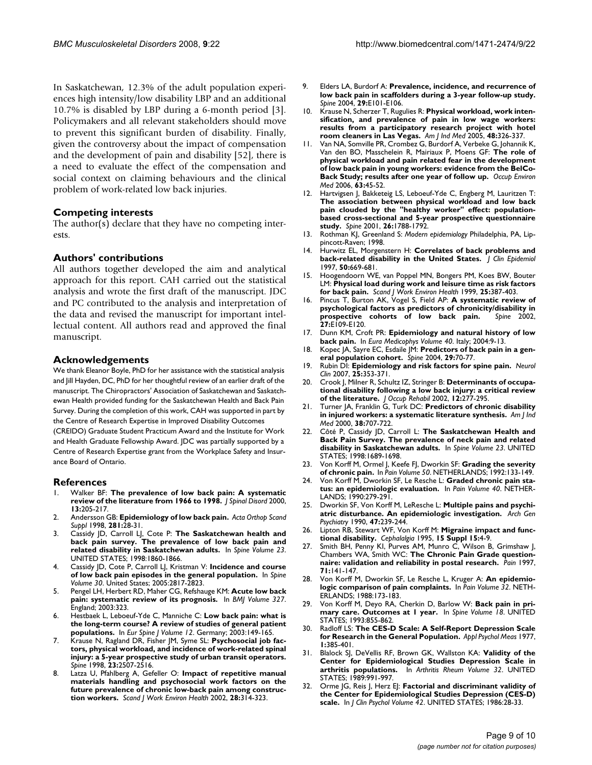In Saskatchewan, 12.3% of the adult population experiences high intensity/low disability LBP and an additional 10.7% is disabled by LBP during a 6-month period [3]. Policymakers and all relevant stakeholders should move to prevent this significant burden of disability. Finally, given the controversy about the impact of compensation and the development of pain and disability [52], there is a need to evaluate the effect of the compensation and social context on claiming behaviours and the clinical problem of work-related low back injuries.

## Competing interests

The author(s) declare that they have no competing interests.

## Authors' contributions

All authors together developed the aim and analytical approach for this report. CAH carried out the statistical analysis and wrote the first draft of the manuscript. JDC and PC contributed to the analysis and interpretation of the data and revised the manuscript for important intellectual content. All authors read and approved the final manuscript.

## Acknowledgements

We thank Eleanor Boyle, PhD for her assistance with the statistical analysis and Jill Hayden, DC, PhD for her thoughtful review of an earlier draft of the manuscript. The Chiropractors' Association of Saskatchewan and Saskatchewan Health provided funding for the Saskatchewan Health and Back Pain Survey. During the completion of this work, CAH was supported in part by the Centre of Research Expertise in Improved Disability Outcomes (CREIDO) Graduate Student Practicum Award and the Institute for Work and Health Graduate Fellowship Award. JDC was partially supported by a Centre of Research Expertise grant from the Workplace Safety and Insurance Board of Ontario.

## References

1. Walker BF: **The prevalence of low back pain: A systematic review of the literature from 1966 to 1998.** *J Spinal Disord* 2000, **13:**205-217.
2. Andersson GB: **Epidemiology of low back pain.** *Acta Orthop Scand Suppl* 1998, **281:**28-31.
3. Cassidy JD, Carroll LJ, Cote P: **The Saskatchewan health and back pain survey. The prevalence of low back pain and related disability in Saskatchewan adults.** In *Spine Volume 23*. UNITED STATES; 1998:1860-1866.
4. Cassidy JD, Cote P, Carroll LJ, Kristman V: **Incidence and course of low back pain episodes in the general population.** In *Spine Volume 30*. United States; 2005:2817-2823.
5. Pengel LH, Herbert RD, Maher CG, Refshauge KM: **Acute low back pain: systematic review of its prognosis.** In *BMJ Volume 327*. England; 2003:323.
6. Hestbaek L, Leboeuf-Yde C, Manniche C: **Low back pain: what is the long-term course? A review of studies of general patient populations.** In *Eur Spine J Volume 12*. Germany; 2003:149-165.
7. Krause N, Ragland DR, Fisher JM, Syme SL: **Psychosocial job factors, physical workload, and incidence of work-related spinal injury: a 5-year prospective study of urban transit operators.** *Spine* 1998, **23:**2507-2516.
8. Latza U, Pfahlberg A, Gefeller O: **Impact of repetitive manual materials handling and psychosocial work factors on the future prevalence of chronic low-back pain among construction workers.** *Scand J Work Environ Health* 2002, **28:**314-323.
9. Elders LA, Burdorf A: **Prevalence, incidence, and recurrence of low back pain in scaffolders during a 3-year follow-up study.** *Spine* 2004, **29:**E101-E106.
10. Krause N, Scherzer T, Rugulies R: **Physical workload, work intensification, and prevalence of pain in low wage workers: results from a participatory research project with hotel room cleaners in Las Vegas.** *Am J Ind Med* 2005, **48:**326-337.
11. Van NA, Somville PR, Crombez G, Burdorf A, Verbeke G, Johannik K, Van den BO, Masschelein R, Mairiaux P, Moens GF: **The role of physical workload and pain related fear in the development of low back pain in young workers: evidence from the BelCoBack Study; results after one year of follow up.** *Occup Environ Med* 2006, **63:**45-52.
12. Hartvigsen J, Bakketeig LS, Leboeuf-Yde C, Engberg M, Lauritzen T: **The association between physical workload and low back pain clouded by the "healthy worker" effect: population-based cross-sectional and 5-year prospective questionnaire study.** *Spine* 2001, **26:**1788-1792.
13. Rothman KJ, Greenland S: *Modern epidemiology* Philadelphia, PA, Lippincott-Raven; 1998.
14. Hurwitz EL, Morgenstern H: **Correlates of back problems and back-related disability in the United States.** *J Clin Epidemiol* 1997, **50:**669-681.
15. Hoogendoorn WE, van Poppel MN, Bongers PM, Koes BW, Bouter LM: **Physical load during work and leisure time as risk factors for back pain.** *Scand J Work Environ Health* 1999, **25:**387-403.
16. Pincus T, Burton AK, Vogel S, Field AP: **A systematic review of psychological factors as predictors of chronicity/disability in prospective cohorts of low back pain.** *Spine* 2002, **27:**E109-E120.
17. Dunn KM, Croft PR: **Epidemiology and natural history of low back pain.** In *Eura Medicophys Volume 40*. Italy; 2004:9-13.
18. Kopec JA, Sayre EC, Esdaile JM: **Predictors of back pain in a general population cohort.** *Spine* 2004, **29:**70-77.
19. Rubin DI: **Epidemiology and risk factors for spine pain.** *Neurol Clin* 2007, **25:**353-371.
20. Crook J, Milner R, Schultz IZ, Stringer B: **Determinants of occupational disability following a low back injury: a critical review of the literature.** *J Occup Rehabil* 2002, **12:**277-295.
21. Turner JA, Franklin G, Turk DC: **Predictors of chronic disability in injured workers: a systematic literature synthesis.** *Am J Ind Med* 2000, **38:**707-722.
22. Côté P, Cassidy JD, Carroll L: **The Saskatchewan Health and Back Pain Survey. The prevalence of neck pain and related disability in Saskatchewan adults.** In *Spine Volume 23*. UNITED STATES; 1998:1689-1698.
23. Von Korff M, Ormel J, Keefe FJ, Dworkin SF: **Grading the severity of chronic pain.** In *Pain Volume 50*. NETHERLANDS; 1992:133-149.
24. Von Korff M, Dworkin SF, Le Resche L: **Graded chronic pain status: an epidemiologic evaluation.** In *Pain Volume 40*. NETHERLANDS; 1990:279-291.
25. Dworkin SF, Von Korff M, LeResche L: **Multiple pains and psychiatric disturbance. An epidemiologic investigation.** *Arch Gen Psychiatry* 1990, **47:**239-244.
26. Lipton RB, Stewart WF, Von Korff M: **Migraine impact and functional disability.** *Cephalalgia* 1995, **15 Suppl 15:**4-9.
27. Smith BH, Penny KI, Purves AM, Munro C, Wilson B, Grimshaw J, Chambers WA, Smith WC: **The Chronic Pain Grade questionnaire: validation and reliability in postal research.** *Pain* 1997, **71:**141-147.
28. Von Korff M, Dworkin SF, Le Resche L, Kruger A: **An epidemiologic comparison of pain complaints.** In *Pain Volume 32*. NETHERLANDS; 1988:173-183.
29. Von Korff M, Deyo RA, Cherkin D, Barlow W: **Back pain in primary care. Outcomes at 1 year.** In *Spine Volume 18*. UNITED STATES; 1993:855-862.
30. Radloff LS: **The CES-D Scale: A Self-Report Depression Scale for Research in the General Population.** *Appl Psychol Meas* 1977, **1:**385-401.
31. Blalock SJ, DeVellis RF, Brown GK, Wallston KA: **Validity of the Center for Epidemiological Studies Depression Scale in arthritis populations.** In *Arthritis Rheum Volume 32*. UNITED STATES; 1989:991-997.
32. Orme JG, Reis J, Herz EJ: **Factorial and discriminant validity of the Center for Epidemiological Studies Depression (CES-D) scale.** In *J Clin Psychol Volume 42*. UNITED STATES; 1986:28-33.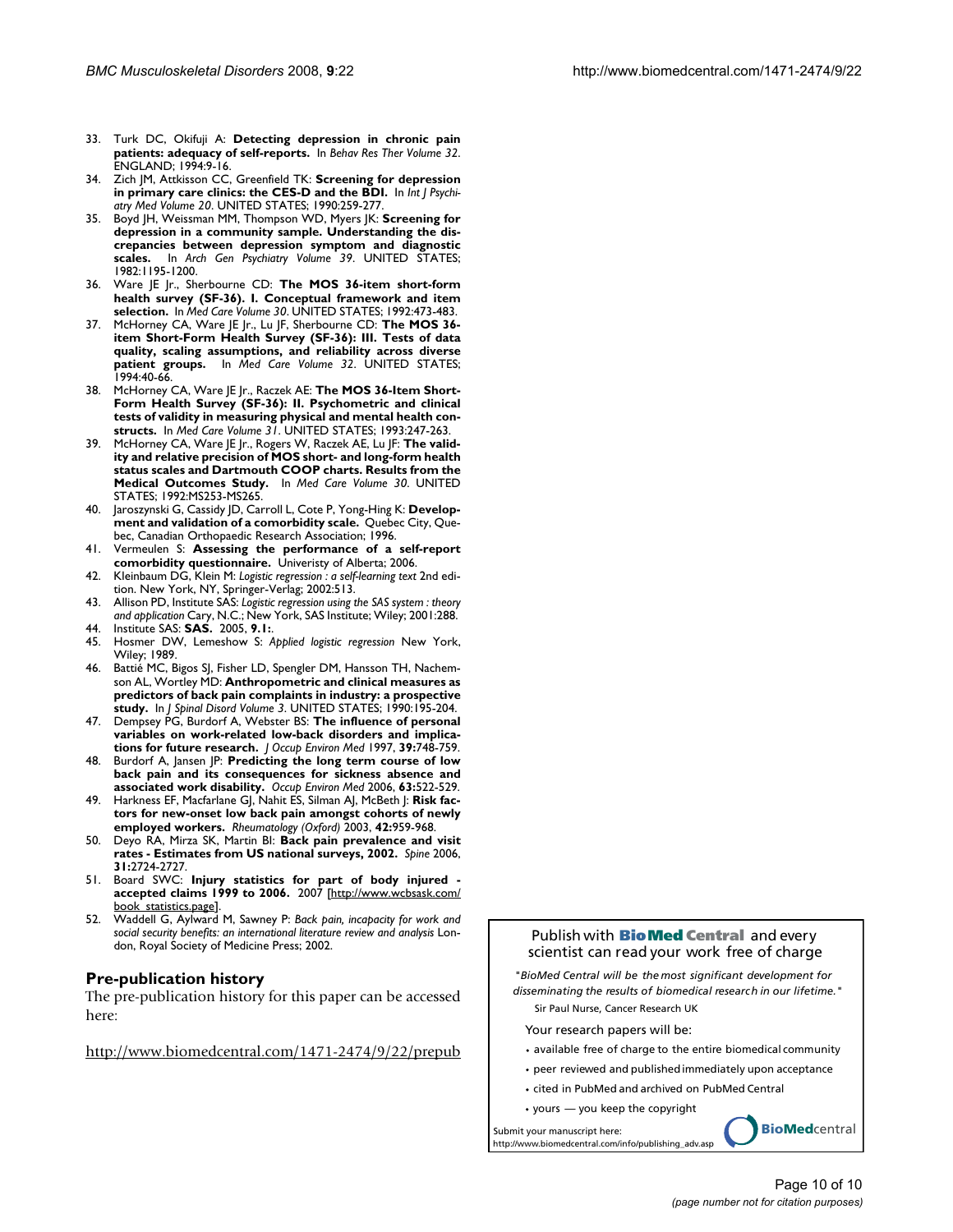33. Turk DC, Okifuji A: **Detecting depression in chronic pain patients: adequacy of self-reports.** In *Behav Res Ther Volume 32*. ENGLAND; 1994:9-16.
34. Zich JM, Attkisson CC, Greenfield TK: **Screening for depression in primary care clinics: the CES-D and the BDI.** In *Int J Psychiatry Med Volume 20*. UNITED STATES; 1990:259-277.
35. Boyd JH, Weissman MM, Thompson WD, Myers JK: **Screening for depression in a community sample. Understanding the discrepancies between depression symptom and diagnostic scales.** In *Arch Gen Psychiatry Volume 39*. UNITED STATES; 1982:1195-1200.
36. Ware JE Jr., Sherbourne CD: **The MOS 36-item short-form health survey (SF-36). I. Conceptual framework and item selection.** In *Med Care Volume 30*. UNITED STATES; 1992:473-483.
37. McHorney CA, Ware JE Jr., Lu JF, Sherbourne CD: **The MOS 36-item Short-Form Health Survey (SF-36): III. Tests of data quality, scaling assumptions, and reliability across diverse patient groups.** In *Med Care Volume 32*. UNITED STATES; 1994:40-66.
38. McHorney CA, Ware JE Jr., Raczek AE: **The MOS 36-Item Short-Form Health Survey (SF-36): II. Psychometric and clinical tests of validity in measuring physical and mental health constructs.** In *Med Care Volume 31*. UNITED STATES; 1993:247-263.
39. McHorney CA, Ware JE Jr., Rogers W, Raczek AE, Lu JF: **The validity and relative precision of MOS short- and long-form health status scales and Dartmouth COOP charts. Results from the Medical Outcomes Study.** In *Med Care Volume 30*. UNITED STATES; 1992:MS253-MS265.
40. Jaroszynski G, Cassidy JD, Carroll L, Cote P, Yong-Hing K: **Development and validation of a comorbidity scale.** Quebec City, Quebec, Canadian Orthopaedic Research Association; 1996.
41. Vermeulen S: **Assessing the performance of a self-report comorbidity questionnaire.** Univeristy of Alberta; 2006.
42. Kleinbaum DG, Klein M: *Logistic regression : a self-learning text* 2nd edition. New York, NY, Springer-Verlag; 2002:513.
43. Allison PD, Institute SAS: *Logistic regression using the SAS system : theory and application* Cary, N.C.; New York, SAS Institute; Wiley; 2001:288.
44. Institute SAS: **SAS.** 2005, **9.1:**.
45. Hosmer DW, Lemeshow S: *Applied logistic regression* New York, Wiley; 1989.
46. Battié MC, Bigos SJ, Fisher LD, Spengler DM, Hansson TH, Nachemson AL, Wortley MD: **Anthropometric and clinical measures as predictors of back pain complaints in industry: a prospective study.** In *J Spinal Disord Volume 3*. UNITED STATES; 1990:195-204.
47. Dempsey PG, Burdorf A, Webster BS: **The influence of personal variables on work-related low-back disorders and implications for future research.** *J Occup Environ Med* 1997, **39:**748-759.
48. Burdorf A, Jansen JP: **Predicting the long term course of low back pain and its consequences for sickness absence and associated work disability.** *Occup Environ Med* 2006, **63:**522-529.
49. Harkness EF, Macfarlane GJ, Nahit ES, Silman AJ, McBeth J: **Risk factors for new-onset low back pain amongst cohorts of newly employed workers.** *Rheumatology (Oxford)* 2003, **42:**959-968.
50. Deyo RA, Mirza SK, Martin BI: **Back pain prevalence and visit rates - Estimates from US national surveys, 2002.** *Spine* 2006, **31:**2724-2727.
51. Board SWC: **Injury statistics for part of body injured - accepted claims 1999 to 2006.** 2007 [http://www.wcbsask.com/book_statistics.page].
52. Waddell G, Aylward M, Sawney P: *Back pain, incapacity for work and social security benefits: an international literature review and analysis* London, Royal Society of Medicine Press; 2002.

## Pre-publication history

The pre-publication history for this paper can be accessed here:

http://www.biomedcentral.com/1471-2474/9/22/prepub

Publish with **BioMed Central** and every scientist can read your work free of charge

*"BioMed Central will be the most significant development for disseminating the results of biomedical research in our lifetime."*
Sir Paul Nurse, Cancer Research UK

Your research papers will be:

- available free of charge to the entire biomedical community
- peer reviewed and published immediately upon acceptance
- cited in PubMed and archived on PubMed Central
- yours — you keep the copyright

Submit your manuscript here:
http://www.biomedcentral.com/info/publishing_adv.asp

**BioMed**central